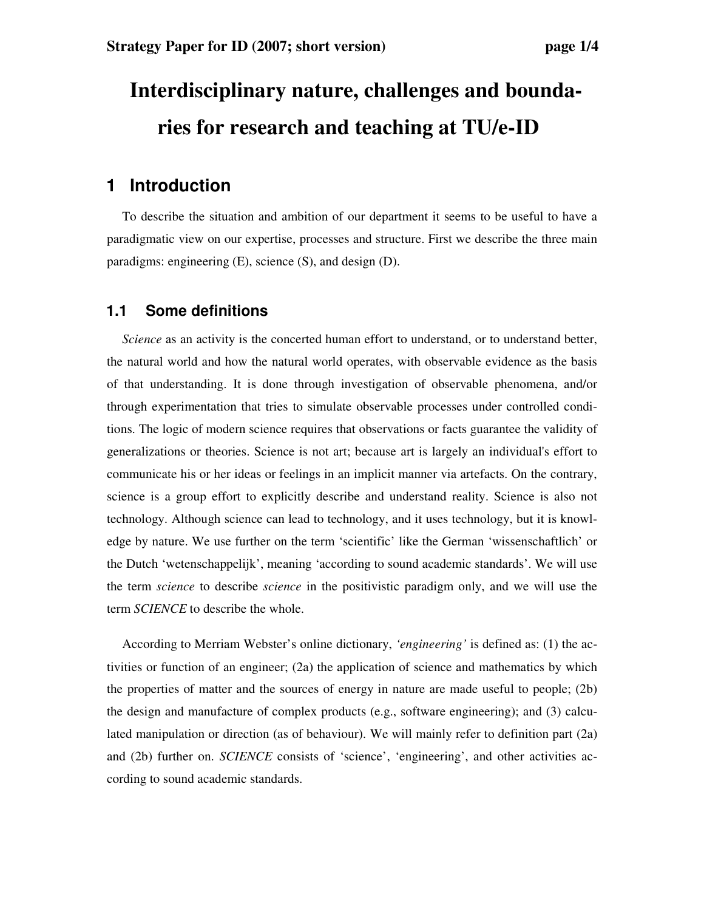# Interdisciplinary nature, challenges and boundaries for research and teaching at TU/e-ID

## 1 Introduction

To describe the situation and ambition of our department it seems to be useful to have a paradigmatic view on our expertise, processes and structure. First we describe the three main paradigms: engineering (E), science (S), and design (D).

### 1.1 Some definitions

*Science* as an activity is the concerted human effort to understand, or to understand better, the natural world and how the natural world operates, with observable evidence as the basis of that understanding. It is done through investigation of observable phenomena, and/or through experimentation that tries to simulate observable processes under controlled conditions. The logic of modern science requires that observations or facts guarantee the validity of generalizations or theories. Science is not art; because art is largely an individual's effort to communicate his or her ideas or feelings in an implicit manner via artefacts. On the contrary, science is a group effort to explicitly describe and understand reality. Science is also not technology. Although science can lead to technology, and it uses technology, but it is knowledge by nature. We use further on the term 'scientific' like the German 'wissenschaftlich' or the Dutch 'wetenschappelijk', meaning 'according to sound academic standards'. We will use the term *science* to describe *science* in the positivistic paradigm only, and we will use the term *SCIENCE* to describe the whole.

According to Merriam Webster's online dictionary, *'engineering'* is defined as: (1) the activities or function of an engineer; (2a) the application of science and mathematics by which the properties of matter and the sources of energy in nature are made useful to people; (2b) the design and manufacture of complex products (e.g., software engineering); and (3) calculated manipulation or direction (as of behaviour). We will mainly refer to definition part (2a) and (2b) further on. *SCIENCE* consists of 'science', 'engineering', and other activities according to sound academic standards.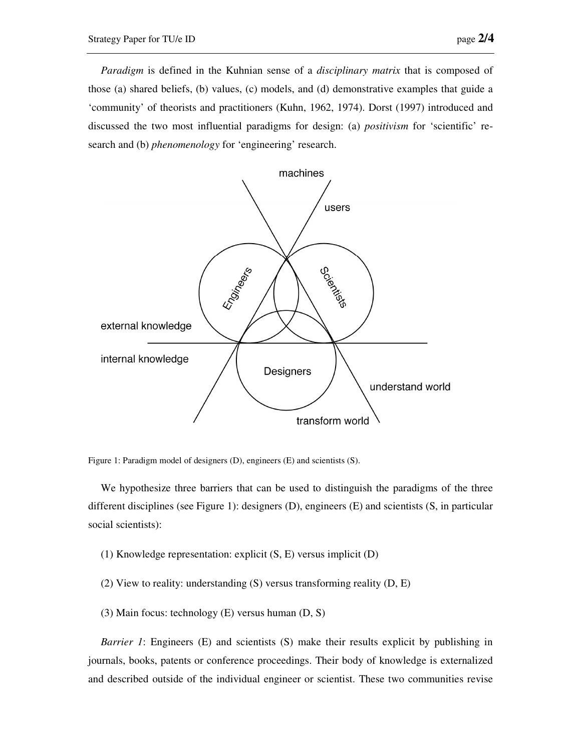*Paradigm* is defined in the Kuhnian sense of a *disciplinary matrix* that is composed of those (a) shared beliefs, (b) values, (c) models, and (d) demonstrative examples that guide a 'community' of theorists and practitioners (Kuhn, 1962, 1974). Dorst (1997) introduced and discussed the two most influential paradigms for design: (a) *positivism* for 'scientific' research and (b) *phenomenology* for 'engineering' research.

Figure 1: Paradigm model of designers (D), engineers (E) and scientists (S).

We hypothesize three barriers that can be used to distinguish the paradigms of the three different disciplines (see Figure 1): designers (D), engineers (E) and scientists (S, in particular social scientists):

(1) Knowledge representation: explicit (S, E) versus implicit (D)

(2) View to reality: understanding (S) versus transforming reality (D, E)

(3) Main focus: technology (E) versus human (D, S)

*Barrier 1*: Engineers (E) and scientists (S) make their results explicit by publishing in journals, books, patents or conference proceedings. Their body of knowledge is externalized and described outside of the individual engineer or scientist. These two communities revise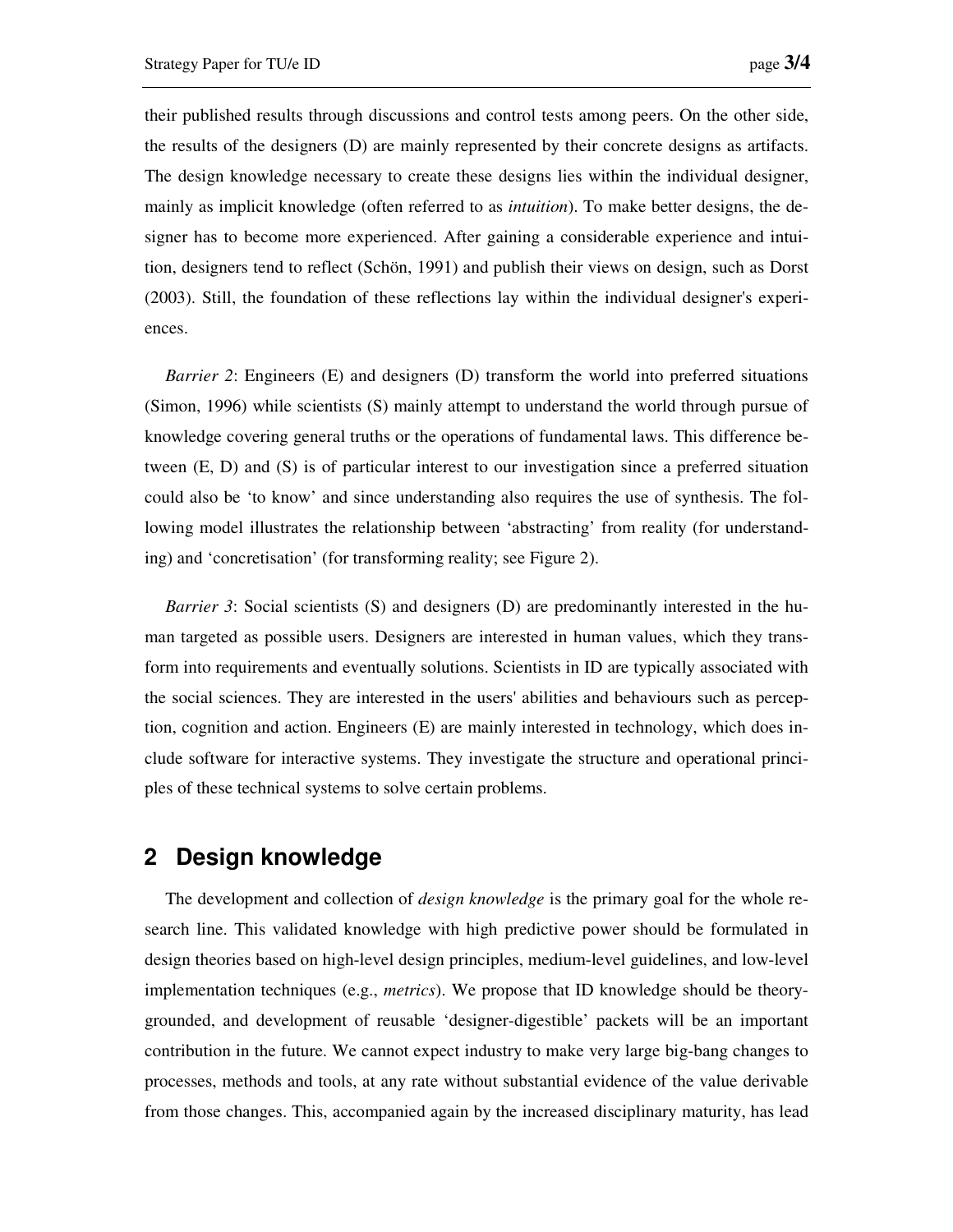their published results through discussions and control tests among peers. On the other side, the results of the designers (D) are mainly represented by their concrete designs as artifacts. The design knowledge necessary to create these designs lies within the individual designer, mainly as implicit knowledge (often referred to as *intuition*). To make better designs, the designer has to become more experienced. After gaining a considerable experience and intuition, designers tend to reflect (Schön, 1991) and publish their views on design, such as Dorst (2003). Still, the foundation of these reflections lay within the individual designer's experiences.

*Barrier 2*: Engineers (E) and designers (D) transform the world into preferred situations (Simon, 1996) while scientists (S) mainly attempt to understand the world through pursue of knowledge covering general truths or the operations of fundamental laws. This difference between (E, D) and (S) is of particular interest to our investigation since a preferred situation could also be 'to know' and since understanding also requires the use of synthesis. The following model illustrates the relationship between 'abstracting' from reality (for understanding) and 'concretisation' (for transforming reality; see Figure 2).

*Barrier 3*: Social scientists (S) and designers (D) are predominantly interested in the human targeted as possible users. Designers are interested in human values, which they transform into requirements and eventually solutions. Scientists in ID are typically associated with the social sciences. They are interested in the users' abilities and behaviours such as perception, cognition and action. Engineers (E) are mainly interested in technology, which does include software for interactive systems. They investigate the structure and operational principles of these technical systems to solve certain problems.

## 2 Design knowledge

The development and collection of *design knowledge* is the primary goal for the whole research line. This validated knowledge with high predictive power should be formulated in design theories based on high-level design principles, medium-level guidelines, and low-level implementation techniques (e.g., *metrics*). We propose that ID knowledge should be theory-grounded, and development of reusable 'designer-digestible' packets will be an important contribution in the future. We cannot expect industry to make very large big-bang changes to processes, methods and tools, at any rate without substantial evidence of the value derivable from those changes. This, accompanied again by the increased disciplinary maturity, has lead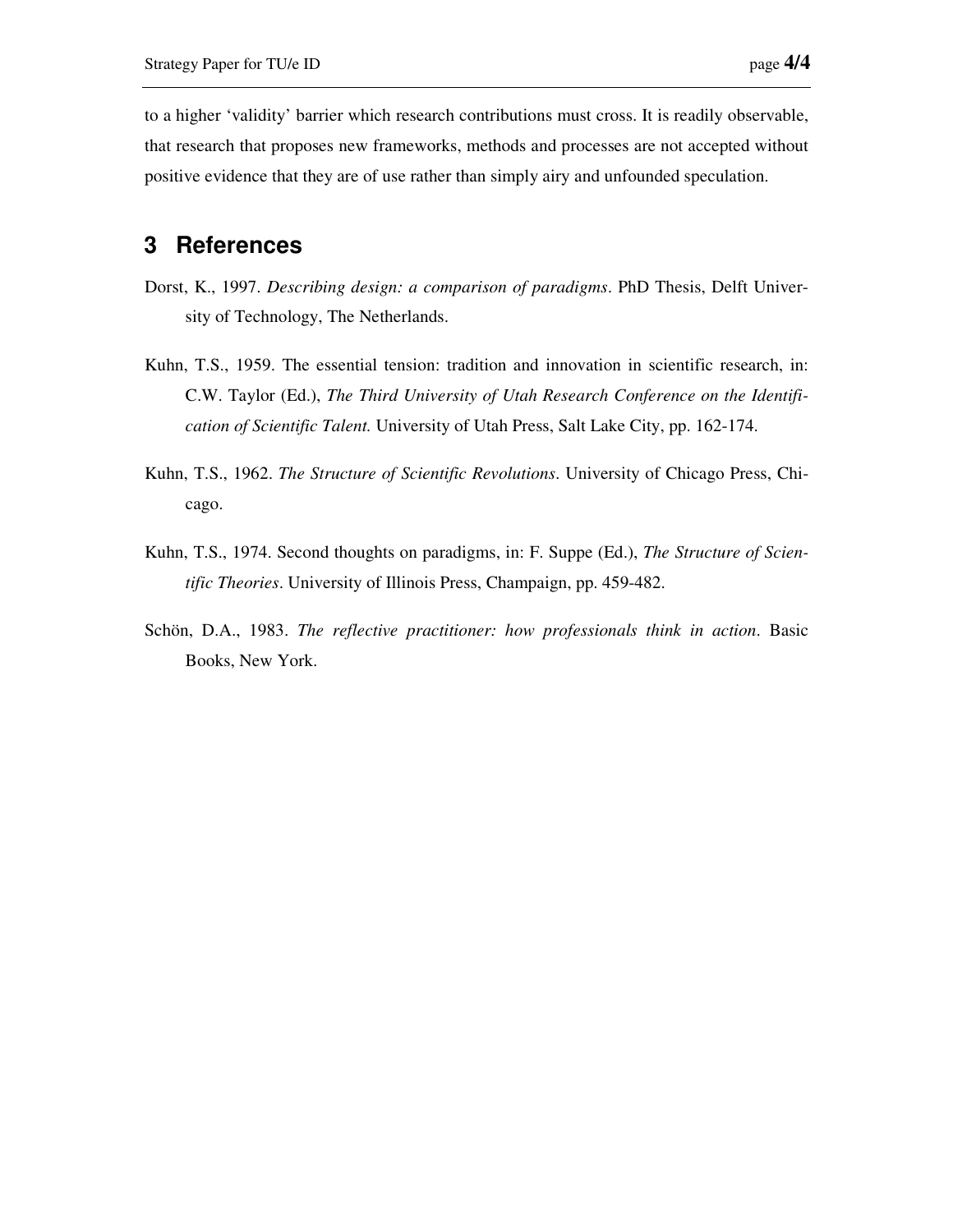to a higher 'validity' barrier which research contributions must cross. It is readily observable, that research that proposes new frameworks, methods and processes are not accepted without positive evidence that they are of use rather than simply airy and unfounded speculation.

## 3 References

Dorst, K., 1997. *Describing design: a comparison of paradigms*. PhD Thesis, Delft University of Technology, The Netherlands.

Kuhn, T.S., 1959. The essential tension: tradition and innovation in scientific research, in: C.W. Taylor (Ed.), *The Third University of Utah Research Conference on the Identification of Scientific Talent.* University of Utah Press, Salt Lake City, pp. 162-174.

Kuhn, T.S., 1962. *The Structure of Scientific Revolutions*. University of Chicago Press, Chicago.

Kuhn, T.S., 1974. Second thoughts on paradigms, in: F. Suppe (Ed.), *The Structure of Scientific Theories*. University of Illinois Press, Champaign, pp. 459-482.

Schön, D.A., 1983. *The reflective practitioner: how professionals think in action*. Basic Books, New York.